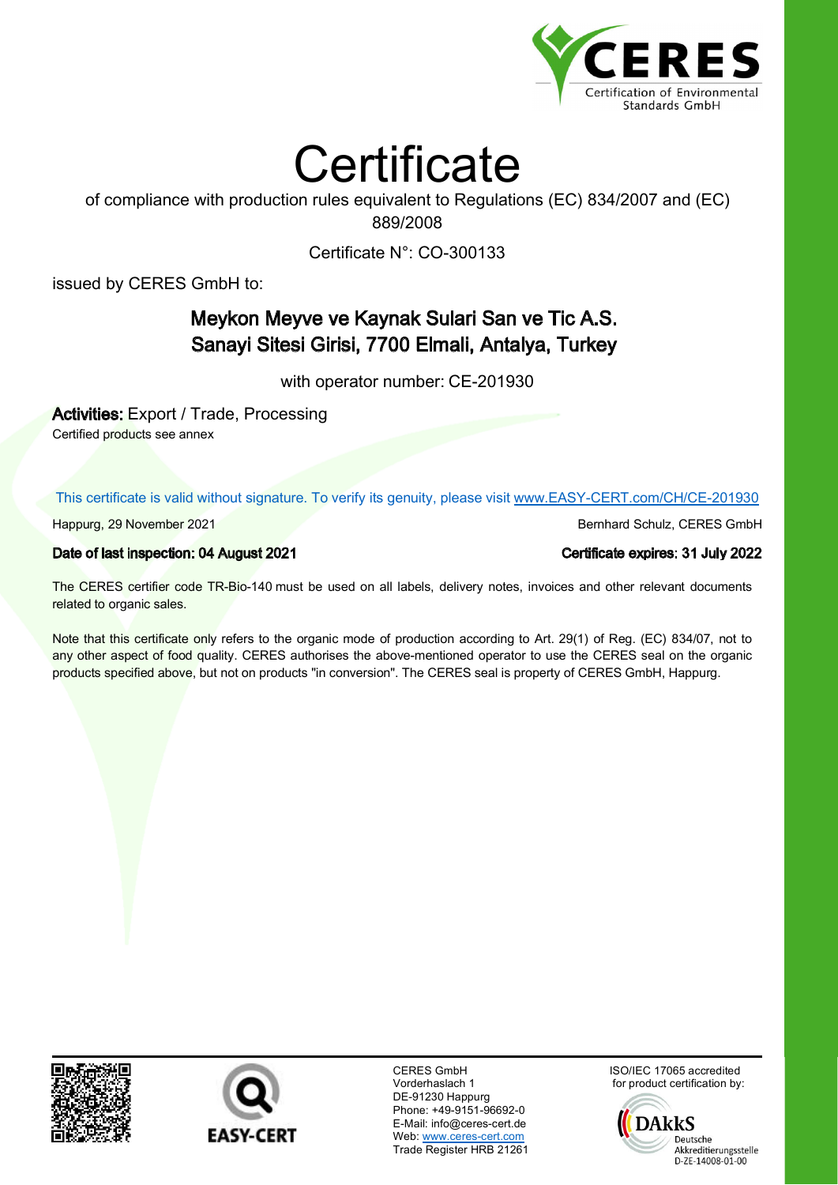CERES
Certification of Environmental Standards GmbH

# Certificate

of compliance with production rules equivalent to Regulations (EC) 834/2007 and (EC) 889/2008

Certificate N°: CO-300133

issued by CERES GmbH to:

## Meykon Meyve ve Kaynak Sulari San ve Tic A.S.
## Sanayi Sitesi Girisi, 7700 Elmali, Antalya, Turkey

with operator number: CE-201930

**Activities:** Export / Trade, Processing

Certified products see annex

This certificate is valid without signature. To verify its genuity, please visit www.EASY-CERT.com/CH/CE-201930

Happurg, 29 November 2021

Bernhard Schulz, CERES GmbH

**Date of last inspection: 04 August 2021**

**Certificate expires: 31 July 2022**

The CERES certifier code TR-Bio-140 must be used on all labels, delivery notes, invoices and other relevant documents related to organic sales.

Note that this certificate only refers to the organic mode of production according to Art. 29(1) of Reg. (EC) 834/07, not to any other aspect of food quality. CERES authorises the above-mentioned operator to use the CERES seal on the organic products specified above, but not on products "in conversion". The CERES seal is property of CERES GmbH, Happurg.

EASY-CERT

CERES GmbH
Vorderhaslach 1
DE-91230 Happurg
Phone: +49-9151-96692-0
E-Mail: info@ceres-cert.de
Web: www.ceres-cert.com
Trade Register HRB 21261

ISO/IEC 17065 accredited for product certification by:

DAkkS Deutsche Akkreditierungsstelle D-ZE-14008-01-00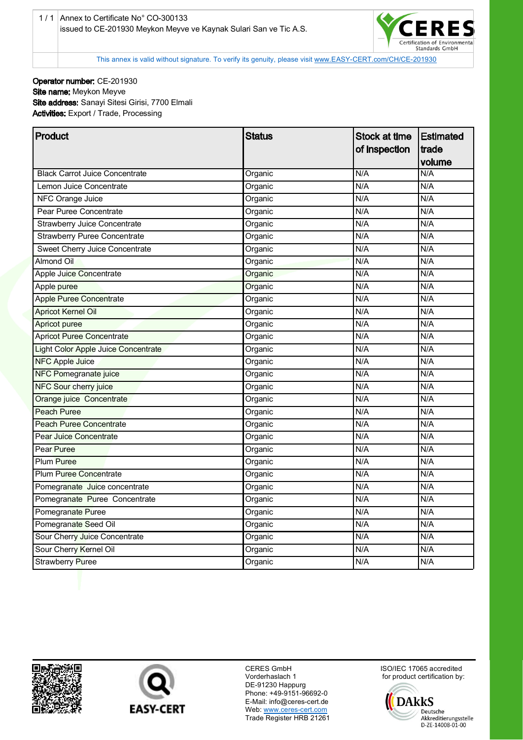1 / 1 Annex to Certificate No° CO-300133
issued to CE-201930 Meykon Meyve ve Kaynak Sulari San ve Tic A.S.

This annex is valid without signature. To verify its genuity, please visit www.EASY-CERT.com/CH/CE-201930

**Operator number:** CE-201930
**Site name:** Meykon Meyve
**Site address:** Sanayi Sitesi Girisi, 7700 Elmali
**Activities:** Export / Trade, Processing

| Product | Status | Stock at time of inspection | Estimated trade volume |
|---|---|---|---|
| Black Carrot Juice Concentrate | Organic | N/A | N/A |
| Lemon Juice Concentrate | Organic | N/A | N/A |
| NFC Orange Juice | Organic | N/A | N/A |
| Pear Puree Concentrate | Organic | N/A | N/A |
| Strawberry Juice Concentrate | Organic | N/A | N/A |
| Strawberry Puree Concentrate | Organic | N/A | N/A |
| Sweet Cherry Juice Concentrate | Organic | N/A | N/A |
| Almond Oil | Organic | N/A | N/A |
| Apple Juice Concentrate | Organic | N/A | N/A |
| Apple puree | Organic | N/A | N/A |
| Apple Puree Concentrate | Organic | N/A | N/A |
| Apricot Kernel Oil | Organic | N/A | N/A |
| Apricot puree | Organic | N/A | N/A |
| Apricot Puree Concentrate | Organic | N/A | N/A |
| Light Color Apple Juice Concentrate | Organic | N/A | N/A |
| NFC Apple Juice | Organic | N/A | N/A |
| NFC Pomegranate juice | Organic | N/A | N/A |
| NFC Sour cherry juice | Organic | N/A | N/A |
| Orange juice Concentrate | Organic | N/A | N/A |
| Peach Puree | Organic | N/A | N/A |
| Peach Puree Concentrate | Organic | N/A | N/A |
| Pear Juice Concentrate | Organic | N/A | N/A |
| Pear Puree | Organic | N/A | N/A |
| Plum Puree | Organic | N/A | N/A |
| Plum Puree Concentrate | Organic | N/A | N/A |
| Pomegranate Juice concentrate | Organic | N/A | N/A |
| Pomegranate Puree Concentrate | Organic | N/A | N/A |
| Pomegranate Puree | Organic | N/A | N/A |
| Pomegranate Seed Oil | Organic | N/A | N/A |
| Sour Cherry Juice Concentrate | Organic | N/A | N/A |
| Sour Cherry Kernel Oil | Organic | N/A | N/A |
| Strawberry Puree | Organic | N/A | N/A |

CERES GmbH
Vorderhaslach 1
DE-91230 Happurg
Phone: +49-9151-96692-0
E-Mail: info@ceres-cert.de
Web: www.ceres-cert.com
Trade Register HRB 21261

ISO/IEC 17065 accredited for product certification by:
DAkkS Deutsche Akkreditierungsstelle D-ZE-14008-01-00